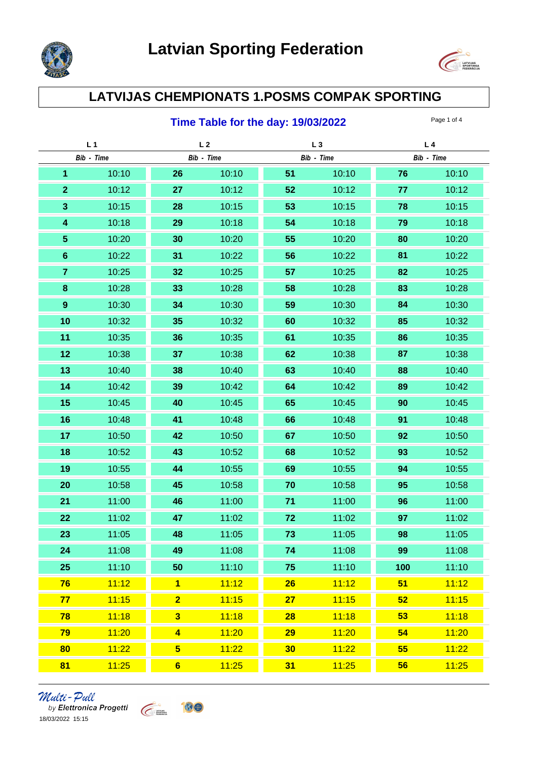# Latvian Sporting Federation

## LATVIJAS CHEMPIONATS 1.POSMS COMPAK SPORTING

### Time Table for the day: 19/03/2022

| L 1 | | L 2 | | L 3 | | L 4 | |
|---|---|---|---|---|---|---|---|
| *Bib* | *Time* | *Bib* | *Time* | *Bib* | *Time* | *Bib* | *Time* |
| **1** | 10:10 | **26** | 10:10 | **51** | 10:10 | **76** | 10:10 |
| **2** | 10:12 | **27** | 10:12 | **52** | 10:12 | **77** | 10:12 |
| **3** | 10:15 | **28** | 10:15 | **53** | 10:15 | **78** | 10:15 |
| **4** | 10:18 | **29** | 10:18 | **54** | 10:18 | **79** | 10:18 |
| **5** | 10:20 | **30** | 10:20 | **55** | 10:20 | **80** | 10:20 |
| **6** | 10:22 | **31** | 10:22 | **56** | 10:22 | **81** | 10:22 |
| **7** | 10:25 | **32** | 10:25 | **57** | 10:25 | **82** | 10:25 |
| **8** | 10:28 | **33** | 10:28 | **58** | 10:28 | **83** | 10:28 |
| **9** | 10:30 | **34** | 10:30 | **59** | 10:30 | **84** | 10:30 |
| **10** | 10:32 | **35** | 10:32 | **60** | 10:32 | **85** | 10:32 |
| **11** | 10:35 | **36** | 10:35 | **61** | 10:35 | **86** | 10:35 |
| **12** | 10:38 | **37** | 10:38 | **62** | 10:38 | **87** | 10:38 |
| **13** | 10:40 | **38** | 10:40 | **63** | 10:40 | **88** | 10:40 |
| **14** | 10:42 | **39** | 10:42 | **64** | 10:42 | **89** | 10:42 |
| **15** | 10:45 | **40** | 10:45 | **65** | 10:45 | **90** | 10:45 |
| **16** | 10:48 | **41** | 10:48 | **66** | 10:48 | **91** | 10:48 |
| **17** | 10:50 | **42** | 10:50 | **67** | 10:50 | **92** | 10:50 |
| **18** | 10:52 | **43** | 10:52 | **68** | 10:52 | **93** | 10:52 |
| **19** | 10:55 | **44** | 10:55 | **69** | 10:55 | **94** | 10:55 |
| **20** | 10:58 | **45** | 10:58 | **70** | 10:58 | **95** | 10:58 |
| **21** | 11:00 | **46** | 11:00 | **71** | 11:00 | **96** | 11:00 |
| **22** | 11:02 | **47** | 11:02 | **72** | 11:02 | **97** | 11:02 |
| **23** | 11:05 | **48** | 11:05 | **73** | 11:05 | **98** | 11:05 |
| **24** | 11:08 | **49** | 11:08 | **74** | 11:08 | **99** | 11:08 |
| **25** | 11:10 | **50** | 11:10 | **75** | 11:10 | **100** | 11:10 |
| **76** | 11:12 | **1** | 11:12 | **26** | 11:12 | **51** | 11:12 |
| **77** | 11:15 | **2** | 11:15 | **27** | 11:15 | **52** | 11:15 |
| **78** | 11:18 | **3** | 11:18 | **28** | 11:18 | **53** | 11:18 |
| **79** | 11:20 | **4** | 11:20 | **29** | 11:20 | **54** | 11:20 |
| **80** | 11:22 | **5** | 11:22 | **30** | 11:22 | **55** | 11:22 |
| **81** | 11:25 | **6** | 11:25 | **31** | 11:25 | **56** | 11:25 |

*Multi-Pull* by ***Elettronica Progetti***

18/03/2022 15:15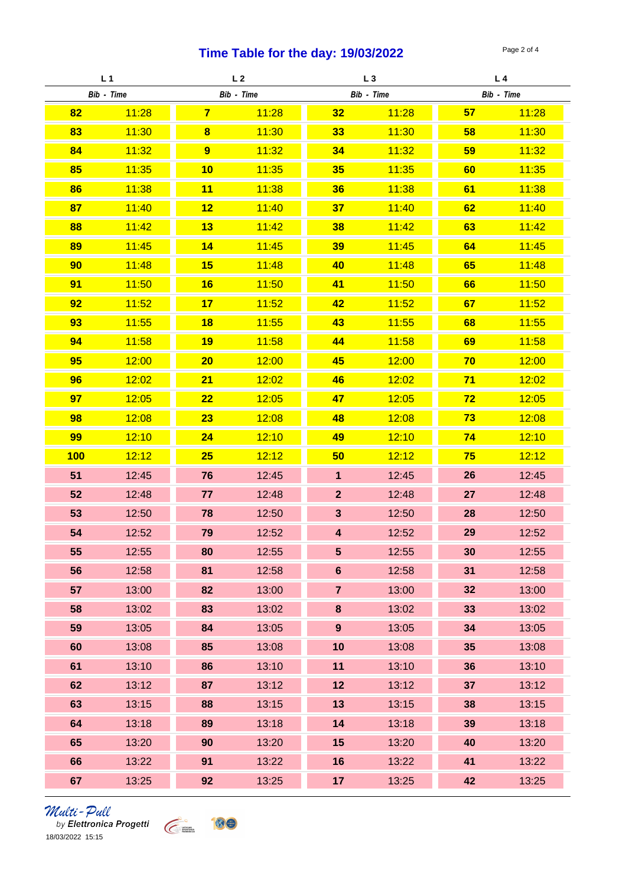# Time Table for the day: 19/03/2022

| L 1 | | L 2 | | L 3 | | L 4 | |
|---|---|---|---|---|---|---|---|
| *Bib* | *Time* | *Bib* | *Time* | *Bib* | *Time* | *Bib* | *Time* |
| **82** | 11:28 | **7** | 11:28 | **32** | 11:28 | **57** | 11:28 |
| **83** | 11:30 | **8** | 11:30 | **33** | 11:30 | **58** | 11:30 |
| **84** | 11:32 | **9** | 11:32 | **34** | 11:32 | **59** | 11:32 |
| **85** | 11:35 | **10** | 11:35 | **35** | 11:35 | **60** | 11:35 |
| **86** | 11:38 | **11** | 11:38 | **36** | 11:38 | **61** | 11:38 |
| **87** | 11:40 | **12** | 11:40 | **37** | 11:40 | **62** | 11:40 |
| **88** | 11:42 | **13** | 11:42 | **38** | 11:42 | **63** | 11:42 |
| **89** | 11:45 | **14** | 11:45 | **39** | 11:45 | **64** | 11:45 |
| **90** | 11:48 | **15** | 11:48 | **40** | 11:48 | **65** | 11:48 |
| **91** | 11:50 | **16** | 11:50 | **41** | 11:50 | **66** | 11:50 |
| **92** | 11:52 | **17** | 11:52 | **42** | 11:52 | **67** | 11:52 |
| **93** | 11:55 | **18** | 11:55 | **43** | 11:55 | **68** | 11:55 |
| **94** | 11:58 | **19** | 11:58 | **44** | 11:58 | **69** | 11:58 |
| **95** | 12:00 | **20** | 12:00 | **45** | 12:00 | **70** | 12:00 |
| **96** | 12:02 | **21** | 12:02 | **46** | 12:02 | **71** | 12:02 |
| **97** | 12:05 | **22** | 12:05 | **47** | 12:05 | **72** | 12:05 |
| **98** | 12:08 | **23** | 12:08 | **48** | 12:08 | **73** | 12:08 |
| **99** | 12:10 | **24** | 12:10 | **49** | 12:10 | **74** | 12:10 |
| **100** | 12:12 | **25** | 12:12 | **50** | 12:12 | **75** | 12:12 |
| **51** | 12:45 | **76** | 12:45 | **1** | 12:45 | **26** | 12:45 |
| **52** | 12:48 | **77** | 12:48 | **2** | 12:48 | **27** | 12:48 |
| **53** | 12:50 | **78** | 12:50 | **3** | 12:50 | **28** | 12:50 |
| **54** | 12:52 | **79** | 12:52 | **4** | 12:52 | **29** | 12:52 |
| **55** | 12:55 | **80** | 12:55 | **5** | 12:55 | **30** | 12:55 |
| **56** | 12:58 | **81** | 12:58 | **6** | 12:58 | **31** | 12:58 |
| **57** | 13:00 | **82** | 13:00 | **7** | 13:00 | **32** | 13:00 |
| **58** | 13:02 | **83** | 13:02 | **8** | 13:02 | **33** | 13:02 |
| **59** | 13:05 | **84** | 13:05 | **9** | 13:05 | **34** | 13:05 |
| **60** | 13:08 | **85** | 13:08 | **10** | 13:08 | **35** | 13:08 |
| **61** | 13:10 | **86** | 13:10 | **11** | 13:10 | **36** | 13:10 |
| **62** | 13:12 | **87** | 13:12 | **12** | 13:12 | **37** | 13:12 |
| **63** | 13:15 | **88** | 13:15 | **13** | 13:15 | **38** | 13:15 |
| **64** | 13:18 | **89** | 13:18 | **14** | 13:18 | **39** | 13:18 |
| **65** | 13:20 | **90** | 13:20 | **15** | 13:20 | **40** | 13:20 |
| **66** | 13:22 | **91** | 13:22 | **16** | 13:22 | **41** | 13:22 |
| **67** | 13:25 | **92** | 13:25 | **17** | 13:25 | **42** | 13:25 |

*Multi-Pull* by ***Elettronica Progetti***

18/03/2022 15:15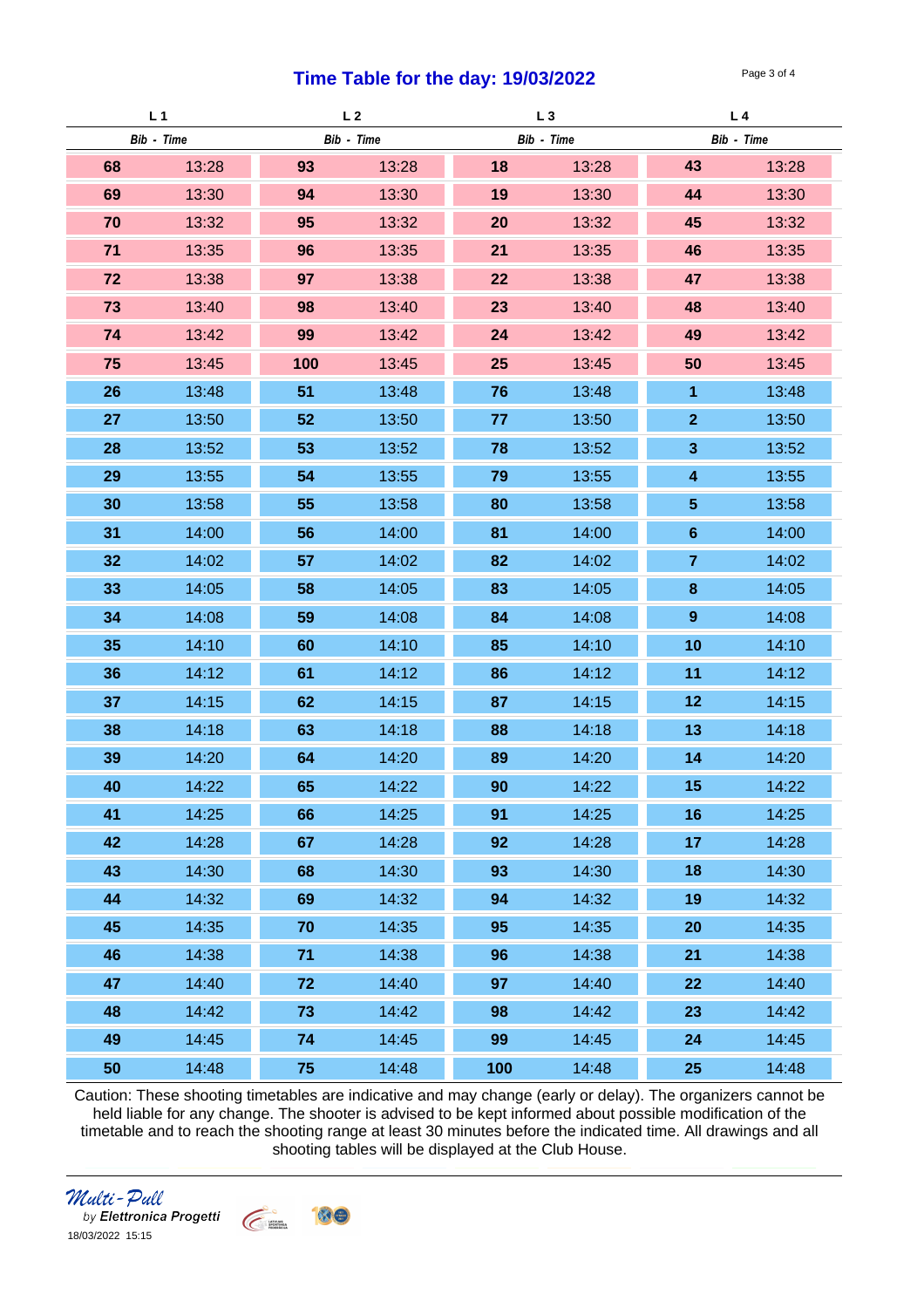# Time Table for the day: 19/03/2022

| L 1 | | L 2 | | L 3 | | L 4 | |
|---|---|---|---|---|---|---|---|
| Bib | Time | Bib | Time | Bib | Time | Bib | Time |
| 68 | 13:28 | 93 | 13:28 | 18 | 13:28 | 43 | 13:28 |
| 69 | 13:30 | 94 | 13:30 | 19 | 13:30 | 44 | 13:30 |
| 70 | 13:32 | 95 | 13:32 | 20 | 13:32 | 45 | 13:32 |
| 71 | 13:35 | 96 | 13:35 | 21 | 13:35 | 46 | 13:35 |
| 72 | 13:38 | 97 | 13:38 | 22 | 13:38 | 47 | 13:38 |
| 73 | 13:40 | 98 | 13:40 | 23 | 13:40 | 48 | 13:40 |
| 74 | 13:42 | 99 | 13:42 | 24 | 13:42 | 49 | 13:42 |
| 75 | 13:45 | 100 | 13:45 | 25 | 13:45 | 50 | 13:45 |
| 26 | 13:48 | 51 | 13:48 | 76 | 13:48 | 1 | 13:48 |
| 27 | 13:50 | 52 | 13:50 | 77 | 13:50 | 2 | 13:50 |
| 28 | 13:52 | 53 | 13:52 | 78 | 13:52 | 3 | 13:52 |
| 29 | 13:55 | 54 | 13:55 | 79 | 13:55 | 4 | 13:55 |
| 30 | 13:58 | 55 | 13:58 | 80 | 13:58 | 5 | 13:58 |
| 31 | 14:00 | 56 | 14:00 | 81 | 14:00 | 6 | 14:00 |
| 32 | 14:02 | 57 | 14:02 | 82 | 14:02 | 7 | 14:02 |
| 33 | 14:05 | 58 | 14:05 | 83 | 14:05 | 8 | 14:05 |
| 34 | 14:08 | 59 | 14:08 | 84 | 14:08 | 9 | 14:08 |
| 35 | 14:10 | 60 | 14:10 | 85 | 14:10 | 10 | 14:10 |
| 36 | 14:12 | 61 | 14:12 | 86 | 14:12 | 11 | 14:12 |
| 37 | 14:15 | 62 | 14:15 | 87 | 14:15 | 12 | 14:15 |
| 38 | 14:18 | 63 | 14:18 | 88 | 14:18 | 13 | 14:18 |
| 39 | 14:20 | 64 | 14:20 | 89 | 14:20 | 14 | 14:20 |
| 40 | 14:22 | 65 | 14:22 | 90 | 14:22 | 15 | 14:22 |
| 41 | 14:25 | 66 | 14:25 | 91 | 14:25 | 16 | 14:25 |
| 42 | 14:28 | 67 | 14:28 | 92 | 14:28 | 17 | 14:28 |
| 43 | 14:30 | 68 | 14:30 | 93 | 14:30 | 18 | 14:30 |
| 44 | 14:32 | 69 | 14:32 | 94 | 14:32 | 19 | 14:32 |
| 45 | 14:35 | 70 | 14:35 | 95 | 14:35 | 20 | 14:35 |
| 46 | 14:38 | 71 | 14:38 | 96 | 14:38 | 21 | 14:38 |
| 47 | 14:40 | 72 | 14:40 | 97 | 14:40 | 22 | 14:40 |
| 48 | 14:42 | 73 | 14:42 | 98 | 14:42 | 23 | 14:42 |
| 49 | 14:45 | 74 | 14:45 | 99 | 14:45 | 24 | 14:45 |
| 50 | 14:48 | 75 | 14:48 | 100 | 14:48 | 25 | 14:48 |

Caution: These shooting timetables are indicative and may change (early or delay). The organizers cannot be held liable for any change. The shooter is advised to be kept informed about possible modification of the timetable and to reach the shooting range at least 30 minutes before the indicated time. All drawings and all shooting tables will be displayed at the Club House.

*Multi-Pull*
by ***Elettronica Progetti***
18/03/2022 15:15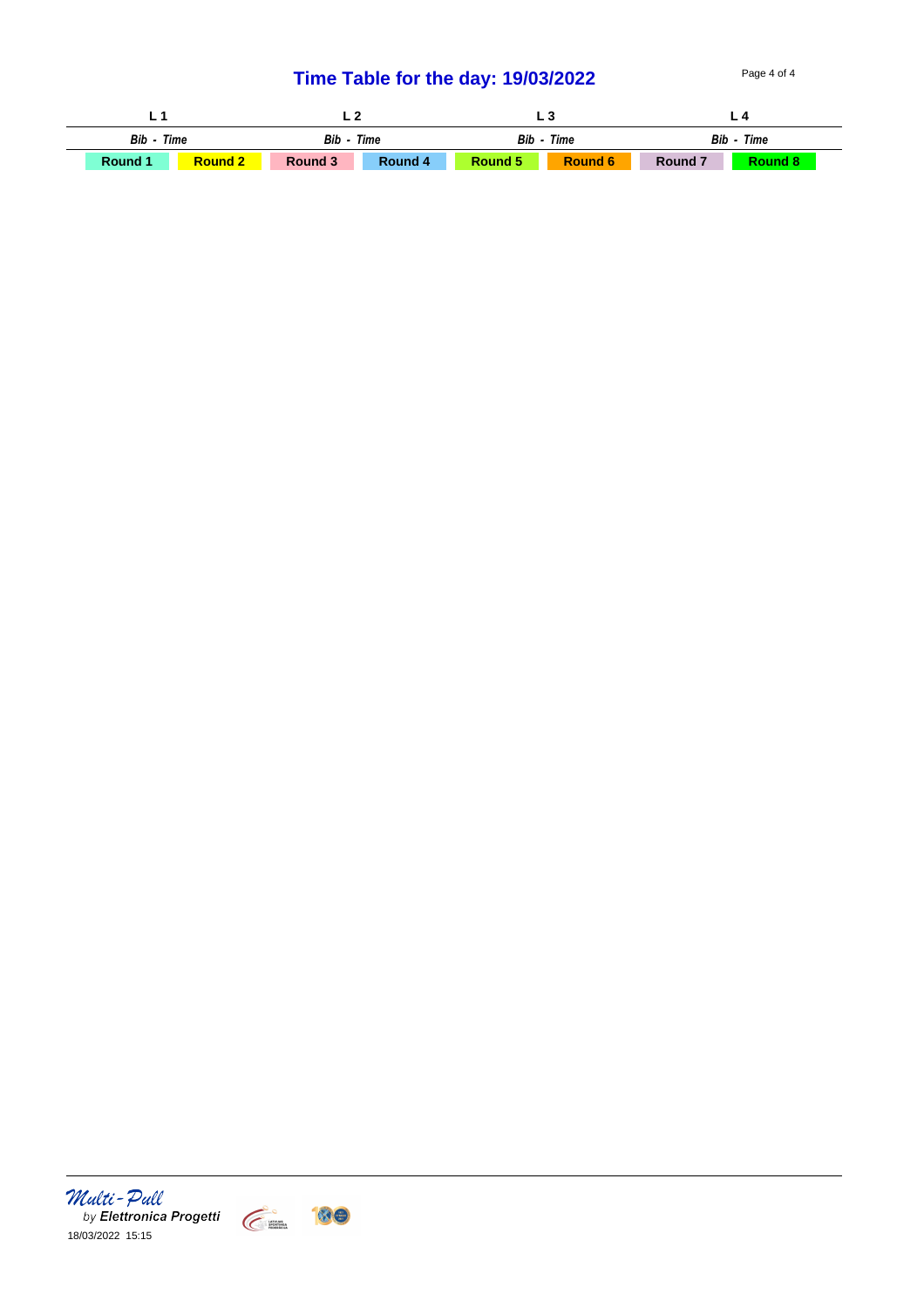## Time Table for the day: 19/03/2022

| L 1 | | L 2 | | L 3 | | L 4 | |
|---|---|---|---|---|---|---|---|
| *Bib - Time* | | *Bib - Time* | | *Bib - Time* | | *Bib - Time* | |
| **Round 1** | **Round 2** | **Round 3** | **Round 4** | **Round 5** | **Round 6** | **Round 7** | **Round 8** |

*Multi-Pull*
*by* ***Elettronica Progetti***
18/03/2022 15:15